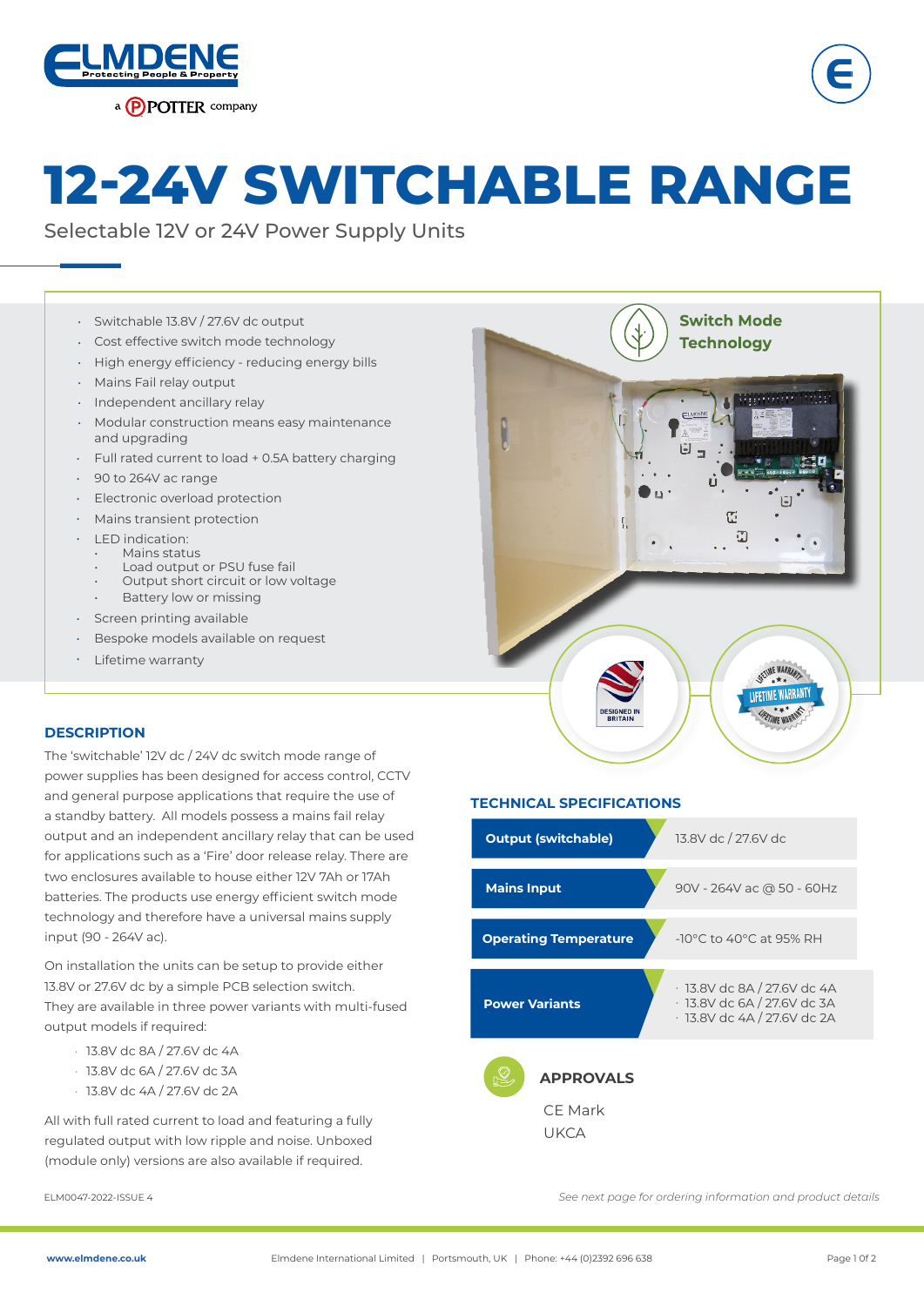# 12-24V SWITCHABLE RANGE

Selectable 12V or 24V Power Supply Units

- Switchable 13.8V / 27.6V dc output
- Cost effective switch mode technology
- High energy efficiency - reducing energy bills
- Mains Fail relay output
- Independent ancillary relay
- Modular construction means easy maintenance and upgrading
- Full rated current to load + 0.5A battery charging
- 90 to 264V ac range
- Electronic overload protection
- Mains transient protection
- LED indication:
  - Mains status
  - Load output or PSU fuse fail
  - Output short circuit or low voltage
  - Battery low or missing
- Screen printing available
- Bespoke models available on request
- Lifetime warranty

**Switch Mode Technology**

## DESCRIPTION

The 'switchable' 12V dc / 24V dc switch mode range of power supplies has been designed for access control, CCTV and general purpose applications that require the use of a standby battery. All models possess a mains fail relay output and an independent ancillary relay that can be used for applications such as a 'Fire' door release relay. There are two enclosures available to house either 12V 7Ah or 17Ah batteries. The products use energy efficient switch mode technology and therefore have a universal mains supply input (90 - 264V ac).

On installation the units can be setup to provide either 13.8V or 27.6V dc by a simple PCB selection switch. They are available in three power variants with multi-fused output models if required:

- 13.8V dc 8A / 27.6V dc 4A
- 13.8V dc 6A / 27.6V dc 3A
- 13.8V dc 4A / 27.6V dc 2A

All with full rated current to load and featuring a fully regulated output with low ripple and noise. Unboxed (module only) versions are also available if required.

## TECHNICAL SPECIFICATIONS

| | |
|---|---|
| **Output (switchable)** | 13.8V dc / 27.6V dc |
| **Mains Input** | 90V - 264V ac @ 50 - 60Hz |
| **Operating Temperature** | -10°C to 40°C at 95% RH |
| **Power Variants** | · 13.8V dc 8A / 27.6V dc 4A<br>· 13.8V dc 6A / 27.6V dc 3A<br>· 13.8V dc 4A / 27.6V dc 2A |

## APPROVALS

CE Mark
UKCA

ELM0047-2022-ISSUE 4

*See next page for ordering information and product details*

www.elmdene.co.uk | Elmdene International Limited | Portsmouth, UK | Phone: +44 (0)2392 696 638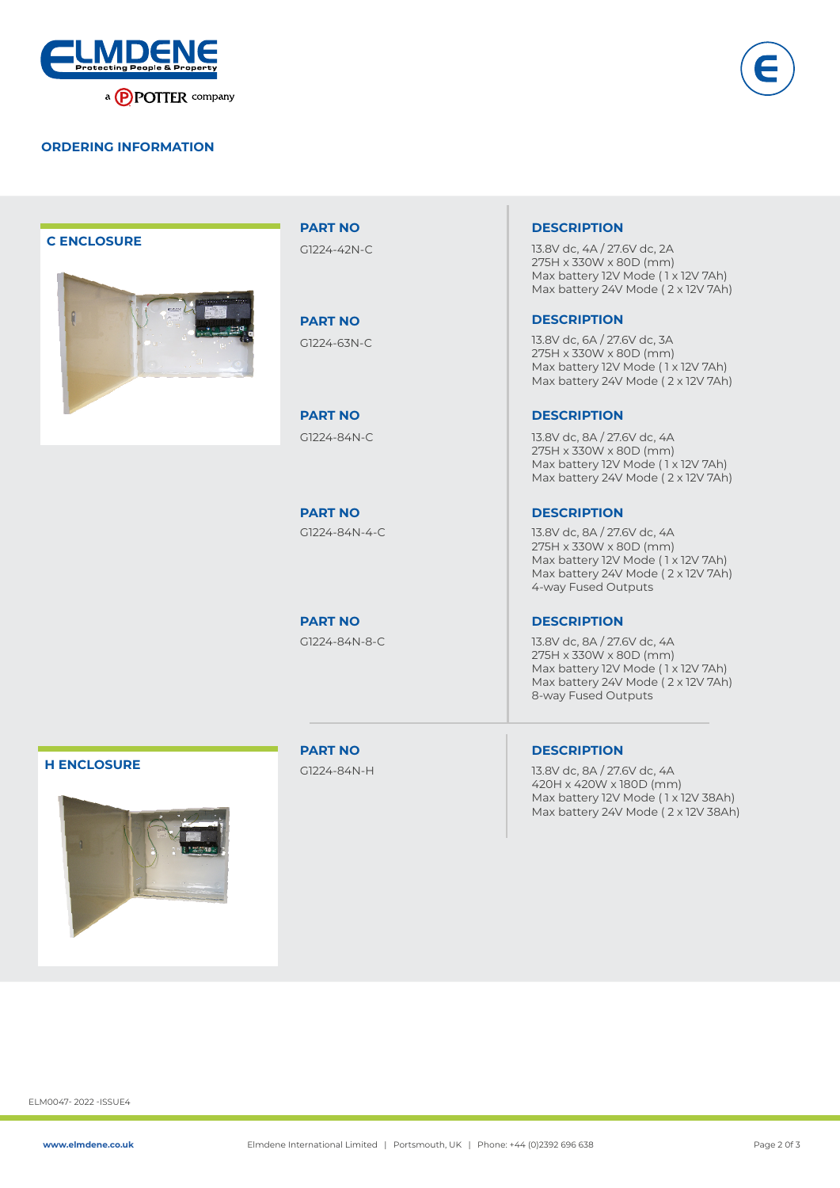## ORDERING INFORMATION

### C ENCLOSURE

| PART NO | DESCRIPTION |
|---|---|
| G1224-42N-C | 13.8V dc, 4A / 27.6V dc, 2A<br>275H x 330W x 80D (mm)<br>Max battery 12V Mode ( 1 x 12V 7Ah)<br>Max battery 24V Mode ( 2 x 12V 7Ah) |
| G1224-63N-C | 13.8V dc, 6A / 27.6V dc, 3A<br>275H x 330W x 80D (mm)<br>Max battery 12V Mode ( 1 x 12V 7Ah)<br>Max battery 24V Mode ( 2 x 12V 7Ah) |
| G1224-84N-C | 13.8V dc, 8A / 27.6V dc, 4A<br>275H x 330W x 80D (mm)<br>Max battery 12V Mode ( 1 x 12V 7Ah)<br>Max battery 24V Mode ( 2 x 12V 7Ah) |
| G1224-84N-4-C | 13.8V dc, 8A / 27.6V dc, 4A<br>275H x 330W x 80D (mm)<br>Max battery 12V Mode ( 1 x 12V 7Ah)<br>Max battery 24V Mode ( 2 x 12V 7Ah)<br>4-way Fused Outputs |
| G1224-84N-8-C | 13.8V dc, 8A / 27.6V dc, 4A<br>275H x 330W x 80D (mm)<br>Max battery 12V Mode ( 1 x 12V 7Ah)<br>Max battery 24V Mode ( 2 x 12V 7Ah)<br>8-way Fused Outputs |

### H ENCLOSURE

| PART NO | DESCRIPTION |
|---|---|
| G1224-84N-H | 13.8V dc, 8A / 27.6V dc, 4A<br>420H x 420W x 180D (mm)<br>Max battery 12V Mode ( 1 x 12V 38Ah)<br>Max battery 24V Mode ( 2 x 12V 38Ah) |

ELM0047- 2022 -ISSUE4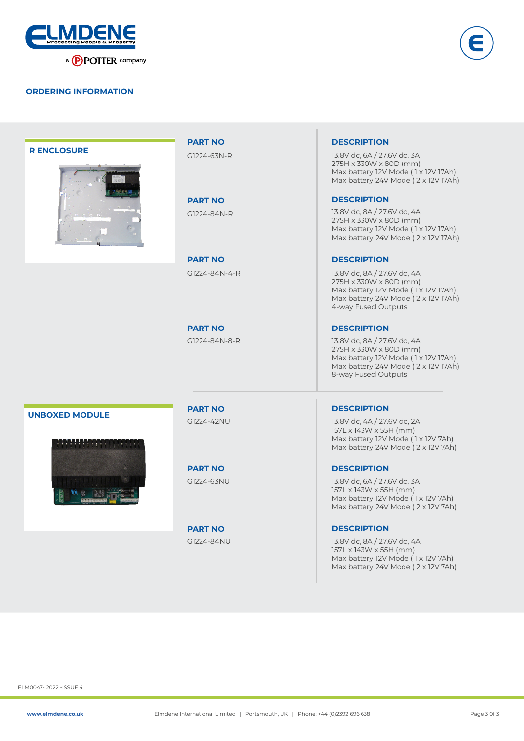## ORDERING INFORMATION

### R ENCLOSURE

| PART NO | DESCRIPTION |
|---|---|
| G1224-63N-R | 13.8V dc, 6A / 27.6V dc, 3A<br>275H x 330W x 80D (mm)<br>Max battery 12V Mode ( 1 x 12V 17Ah)<br>Max battery 24V Mode ( 2 x 12V 17Ah) |
| G1224-84N-R | 13.8V dc, 8A / 27.6V dc, 4A<br>275H x 330W x 80D (mm)<br>Max battery 12V Mode ( 1 x 12V 17Ah)<br>Max battery 24V Mode ( 2 x 12V 17Ah) |
| G1224-84N-4-R | 13.8V dc, 8A / 27.6V dc, 4A<br>275H x 330W x 80D (mm)<br>Max battery 12V Mode ( 1 x 12V 17Ah)<br>Max battery 24V Mode ( 2 x 12V 17Ah)<br>4-way Fused Outputs |
| G1224-84N-8-R | 13.8V dc, 8A / 27.6V dc, 4A<br>275H x 330W x 80D (mm)<br>Max battery 12V Mode ( 1 x 12V 17Ah)<br>Max battery 24V Mode ( 2 x 12V 17Ah)<br>8-way Fused Outputs |

### UNBOXED MODULE

| PART NO | DESCRIPTION |
|---|---|
| G1224-42NU | 13.8V dc, 4A / 27.6V dc, 2A<br>157L x 143W x 55H (mm)<br>Max battery 12V Mode ( 1 x 12V 7Ah)<br>Max battery 24V Mode ( 2 x 12V 7Ah) |
| G1224-63NU | 13.8V dc, 6A / 27.6V dc, 3A<br>157L x 143W x 55H (mm)<br>Max battery 12V Mode ( 1 x 12V 7Ah)<br>Max battery 24V Mode ( 2 x 12V 7Ah) |
| G1224-84NU | 13.8V dc, 8A / 27.6V dc, 4A<br>157L x 143W x 55H (mm)<br>Max battery 12V Mode ( 1 x 12V 7Ah)<br>Max battery 24V Mode ( 2 x 12V 7Ah) |

ELM0047- 2022 -ISSUE 4

www.elmdene.co.uk | Elmdene International Limited | Portsmouth, UK | Phone: +44 (0)2392 696 638